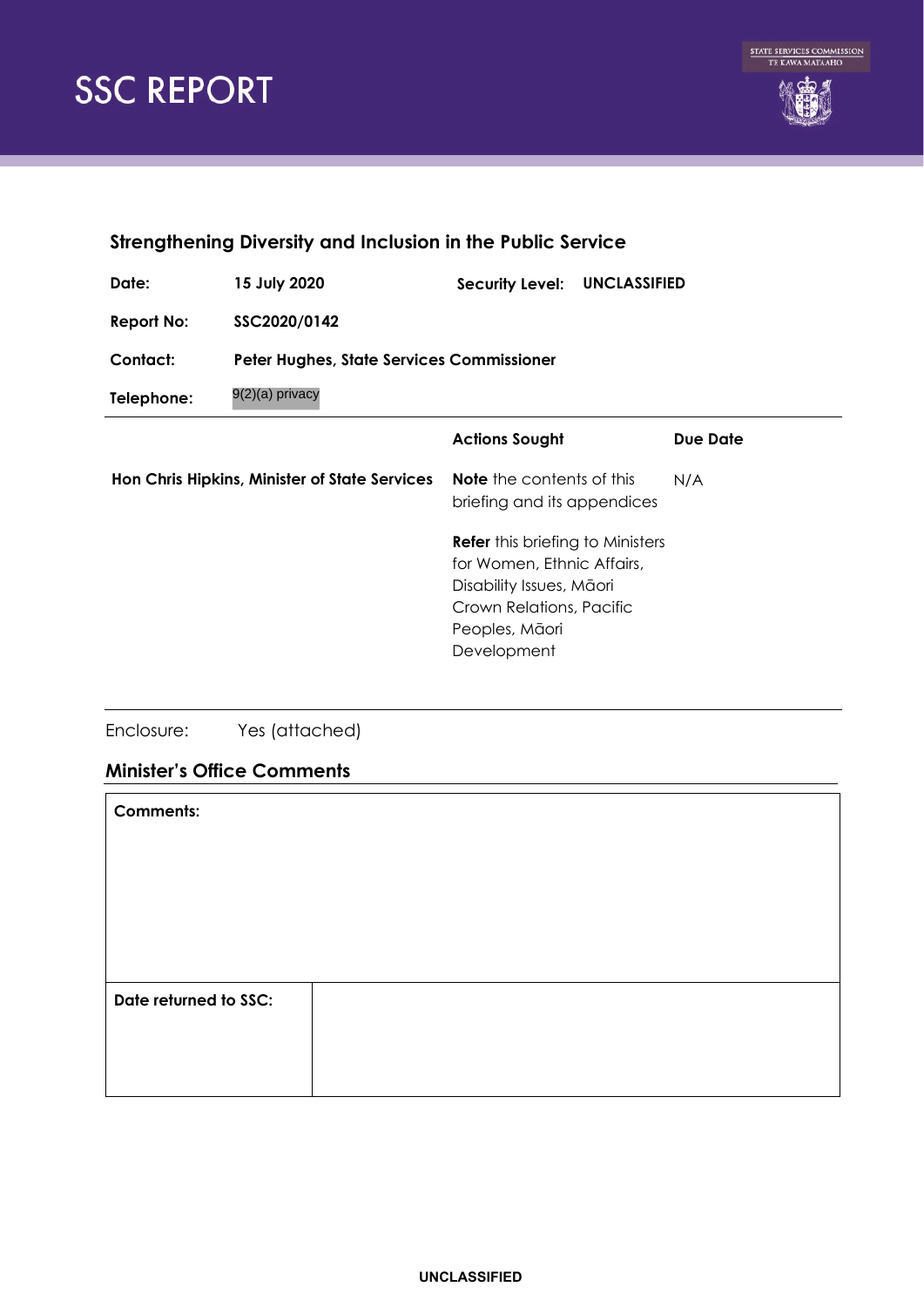# SSC REPORT

STATE SERVICES COMMISSION
TE KAWA MATAAHO

## Strengthening Diversity and Inclusion in the Public Service

| | | | |
|---|---|---|---|
| **Date:** | **15 July 2020** | **Security Level:** | **UNCLASSIFIED** |
| **Report No:** | **SSC2020/0142** | | |
| **Contact:** | **Peter Hughes, State Services Commissioner** | | |
| **Telephone:** | 9(2)(a) privacy | | |

| | Actions Sought | Due Date |
|---|---|---|
| **Hon Chris Hipkins, Minister of State Services** | **Note** the contents of this briefing and its appendices<br><br>**Refer** this briefing to Ministers for Women, Ethnic Affairs, Disability Issues, Māori Crown Relations, Pacific Peoples, Māori Development | N/A |

Enclosure: Yes (attached)

## Minister's Office Comments

| | |
|---|---|
| **Comments:** | |
| **Date returned to SSC:** | |

UNCLASSIFIED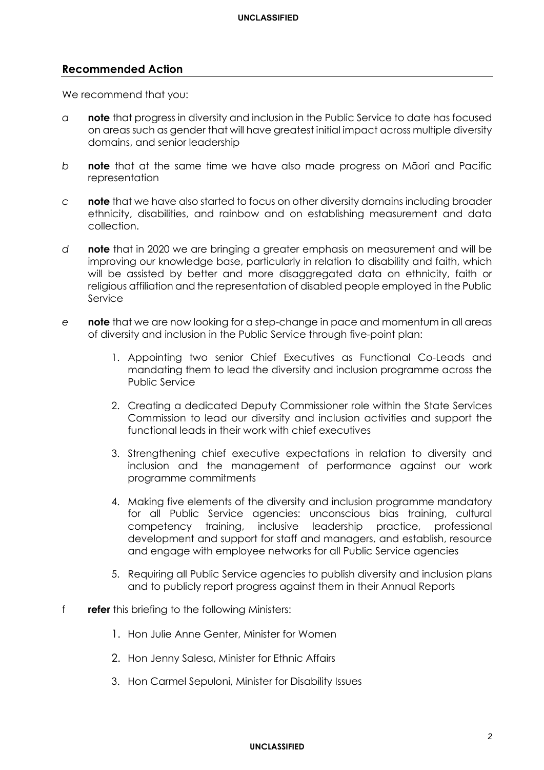## Recommended Action

We recommend that you:

*a* **note** that progress in diversity and inclusion in the Public Service to date has focused on areas such as gender that will have greatest initial impact across multiple diversity domains, and senior leadership

*b* **note** that at the same time we have also made progress on Māori and Pacific representation

*c* **note** that we have also started to focus on other diversity domains including broader ethnicity, disabilities, and rainbow and on establishing measurement and data collection.

*d* **note** that in 2020 we are bringing a greater emphasis on measurement and will be improving our knowledge base, particularly in relation to disability and faith, which will be assisted by better and more disaggregated data on ethnicity, faith or religious affiliation and the representation of disabled people employed in the Public Service

*e* **note** that we are now looking for a step-change in pace and momentum in all areas of diversity and inclusion in the Public Service through five-point plan:

1. Appointing two senior Chief Executives as Functional Co-Leads and mandating them to lead the diversity and inclusion programme across the Public Service
2. Creating a dedicated Deputy Commissioner role within the State Services Commission to lead our diversity and inclusion activities and support the functional leads in their work with chief executives
3. Strengthening chief executive expectations in relation to diversity and inclusion and the management of performance against our work programme commitments
4. Making five elements of the diversity and inclusion programme mandatory for all Public Service agencies: unconscious bias training, cultural competency training, inclusive leadership practice, professional development and support for staff and managers, and establish, resource and engage with employee networks for all Public Service agencies
5. Requiring all Public Service agencies to publish diversity and inclusion plans and to publicly report progress against them in their Annual Reports

f **refer** this briefing to the following Ministers:

1. Hon Julie Anne Genter, Minister for Women
2. Hon Jenny Salesa, Minister for Ethnic Affairs
3. Hon Carmel Sepuloni, Minister for Disability Issues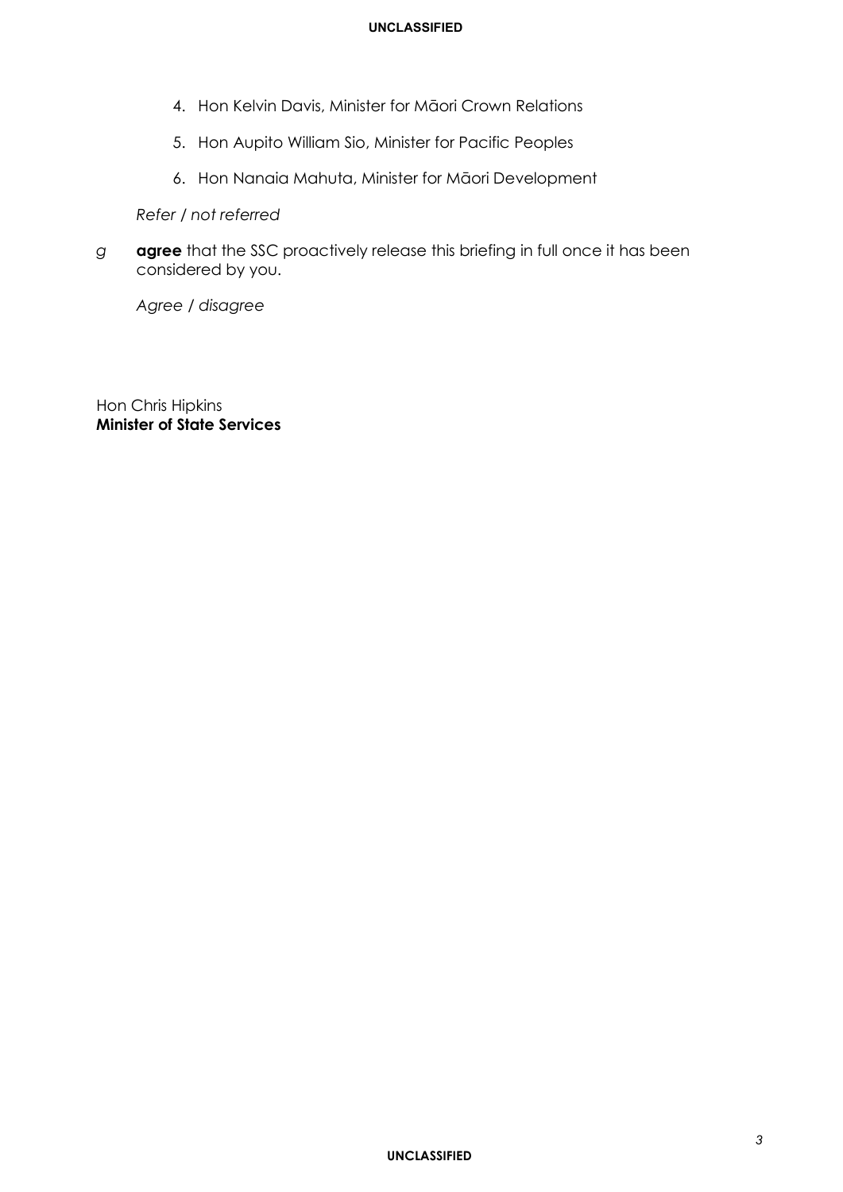4. Hon Kelvin Davis, Minister for Māori Crown Relations

5. Hon Aupito William Sio, Minister for Pacific Peoples

6. Hon Nanaia Mahuta, Minister for Māori Development

*Refer / not referred*

*g* **agree** that the SSC proactively release this briefing in full once it has been considered by you.

*Agree / disagree*

Hon Chris Hipkins
**Minister of State Services**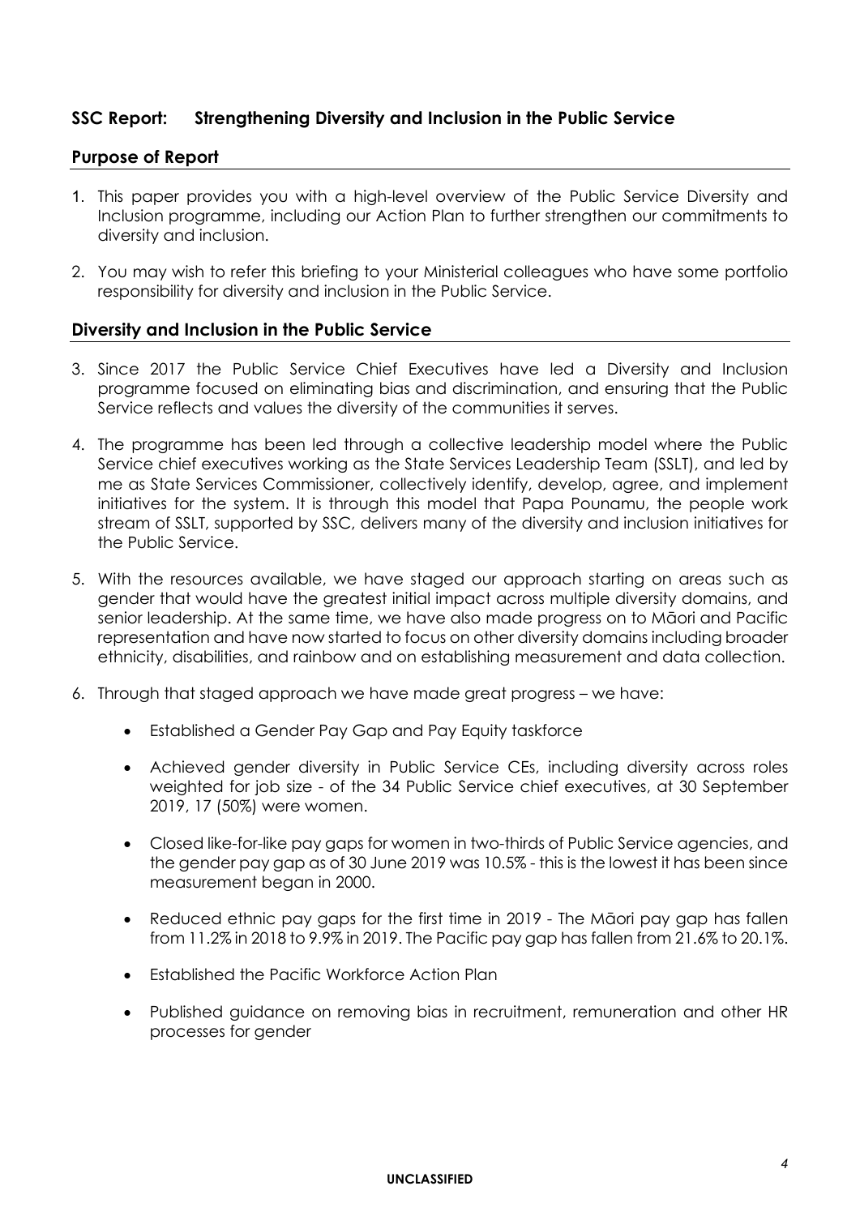## SSC Report: Strengthening Diversity and Inclusion in the Public Service

## Purpose of Report

1. This paper provides you with a high-level overview of the Public Service Diversity and Inclusion programme, including our Action Plan to further strengthen our commitments to diversity and inclusion.

2. You may wish to refer this briefing to your Ministerial colleagues who have some portfolio responsibility for diversity and inclusion in the Public Service.

## Diversity and Inclusion in the Public Service

3. Since 2017 the Public Service Chief Executives have led a Diversity and Inclusion programme focused on eliminating bias and discrimination, and ensuring that the Public Service reflects and values the diversity of the communities it serves.

4. The programme has been led through a collective leadership model where the Public Service chief executives working as the State Services Leadership Team (SSLT), and led by me as State Services Commissioner, collectively identify, develop, agree, and implement initiatives for the system. It is through this model that Papa Pounamu, the people work stream of SSLT, supported by SSC, delivers many of the diversity and inclusion initiatives for the Public Service.

5. With the resources available, we have staged our approach starting on areas such as gender that would have the greatest initial impact across multiple diversity domains, and senior leadership. At the same time, we have also made progress on to Māori and Pacific representation and have now started to focus on other diversity domains including broader ethnicity, disabilities, and rainbow and on establishing measurement and data collection.

6. Through that staged approach we have made great progress – we have:

   - Established a Gender Pay Gap and Pay Equity taskforce
   - Achieved gender diversity in Public Service CEs, including diversity across roles weighted for job size - of the 34 Public Service chief executives, at 30 September 2019, 17 (50%) were women.
   - Closed like-for-like pay gaps for women in two-thirds of Public Service agencies, and the gender pay gap as of 30 June 2019 was 10.5% - this is the lowest it has been since measurement began in 2000.
   - Reduced ethnic pay gaps for the first time in 2019 - The Māori pay gap has fallen from 11.2% in 2018 to 9.9% in 2019. The Pacific pay gap has fallen from 21.6% to 20.1%.
   - Established the Pacific Workforce Action Plan
   - Published guidance on removing bias in recruitment, remuneration and other HR processes for gender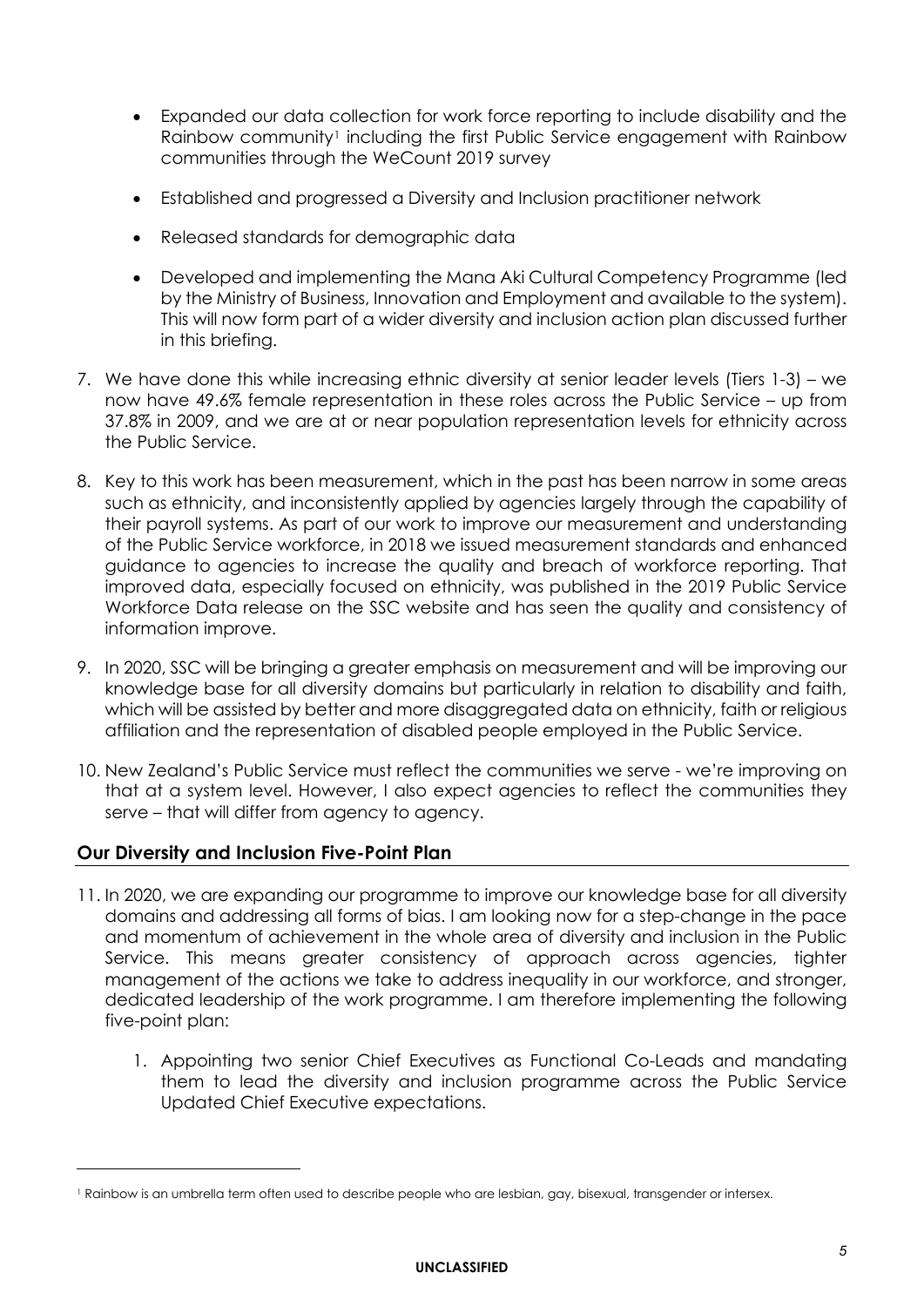- Expanded our data collection for work force reporting to include disability and the Rainbow community[1] including the first Public Service engagement with Rainbow communities through the WeCount 2019 survey
- Established and progressed a Diversity and Inclusion practitioner network
- Released standards for demographic data
- Developed and implementing the Mana Aki Cultural Competency Programme (led by the Ministry of Business, Innovation and Employment and available to the system). This will now form part of a wider diversity and inclusion action plan discussed further in this briefing.

7. We have done this while increasing ethnic diversity at senior leader levels (Tiers 1-3) – we now have 49.6% female representation in these roles across the Public Service – up from 37.8% in 2009, and we are at or near population representation levels for ethnicity across the Public Service.

8. Key to this work has been measurement, which in the past has been narrow in some areas such as ethnicity, and inconsistently applied by agencies largely through the capability of their payroll systems. As part of our work to improve our measurement and understanding of the Public Service workforce, in 2018 we issued measurement standards and enhanced guidance to agencies to increase the quality and breach of workforce reporting. That improved data, especially focused on ethnicity, was published in the 2019 Public Service Workforce Data release on the SSC website and has seen the quality and consistency of information improve.

9. In 2020, SSC will be bringing a greater emphasis on measurement and will be improving our knowledge base for all diversity domains but particularly in relation to disability and faith, which will be assisted by better and more disaggregated data on ethnicity, faith or religious affiliation and the representation of disabled people employed in the Public Service.

10. New Zealand's Public Service must reflect the communities we serve - we're improving on that at a system level. However, I also expect agencies to reflect the communities they serve – that will differ from agency to agency.

## Our Diversity and Inclusion Five-Point Plan

11. In 2020, we are expanding our programme to improve our knowledge base for all diversity domains and addressing all forms of bias. I am looking now for a step-change in the pace and momentum of achievement in the whole area of diversity and inclusion in the Public Service. This means greater consistency of approach across agencies, tighter management of the actions we take to address inequality in our workforce, and stronger, dedicated leadership of the work programme. I am therefore implementing the following five-point plan:

    1. Appointing two senior Chief Executives as Functional Co-Leads and mandating them to lead the diversity and inclusion programme across the Public Service Updated Chief Executive expectations.

[1] Rainbow is an umbrella term often used to describe people who are lesbian, gay, bisexual, transgender or intersex.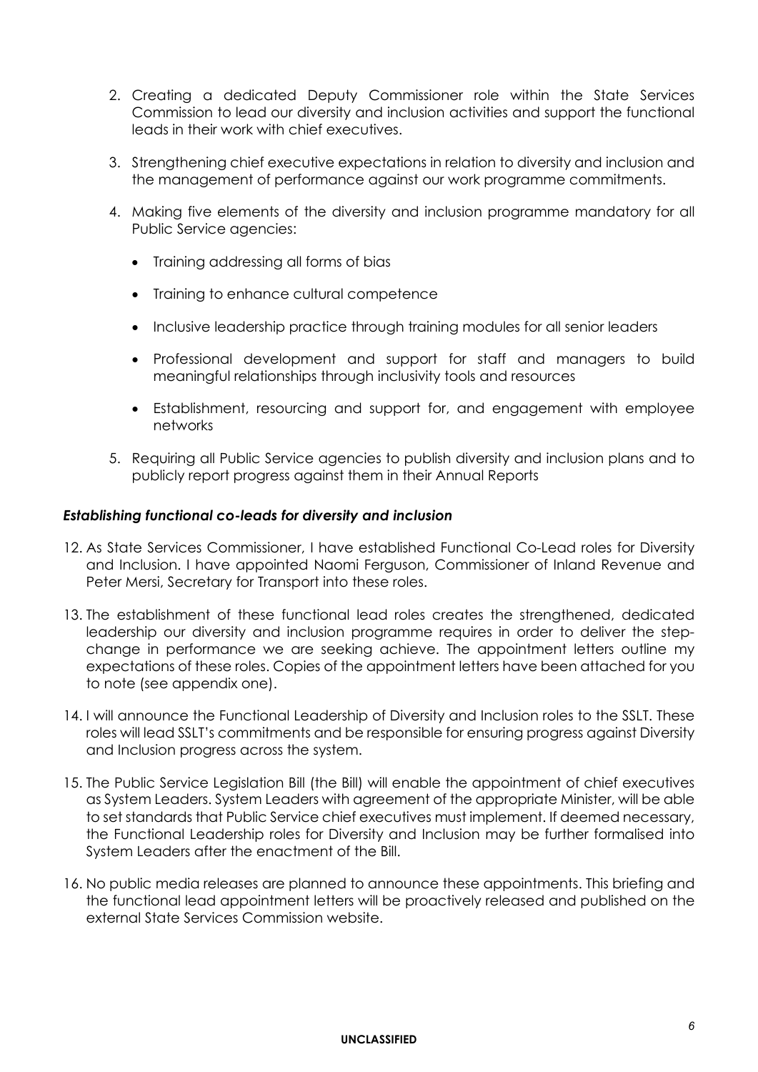2. Creating a dedicated Deputy Commissioner role within the State Services Commission to lead our diversity and inclusion activities and support the functional leads in their work with chief executives.

3. Strengthening chief executive expectations in relation to diversity and inclusion and the management of performance against our work programme commitments.

4. Making five elements of the diversity and inclusion programme mandatory for all Public Service agencies:

    - Training addressing all forms of bias
    - Training to enhance cultural competence
    - Inclusive leadership practice through training modules for all senior leaders
    - Professional development and support for staff and managers to build meaningful relationships through inclusivity tools and resources
    - Establishment, resourcing and support for, and engagement with employee networks

5. Requiring all Public Service agencies to publish diversity and inclusion plans and to publicly report progress against them in their Annual Reports

### *Establishing functional co-leads for diversity and inclusion*

12. As State Services Commissioner, I have established Functional Co-Lead roles for Diversity and Inclusion. I have appointed Naomi Ferguson, Commissioner of Inland Revenue and Peter Mersi, Secretary for Transport into these roles.

13. The establishment of these functional lead roles creates the strengthened, dedicated leadership our diversity and inclusion programme requires in order to deliver the step-change in performance we are seeking achieve. The appointment letters outline my expectations of these roles. Copies of the appointment letters have been attached for you to note (see appendix one).

14. I will announce the Functional Leadership of Diversity and Inclusion roles to the SSLT. These roles will lead SSLT's commitments and be responsible for ensuring progress against Diversity and Inclusion progress across the system.

15. The Public Service Legislation Bill (the Bill) will enable the appointment of chief executives as System Leaders. System Leaders with agreement of the appropriate Minister, will be able to set standards that Public Service chief executives must implement. If deemed necessary, the Functional Leadership roles for Diversity and Inclusion may be further formalised into System Leaders after the enactment of the Bill.

16. No public media releases are planned to announce these appointments. This briefing and the functional lead appointment letters will be proactively released and published on the external State Services Commission website.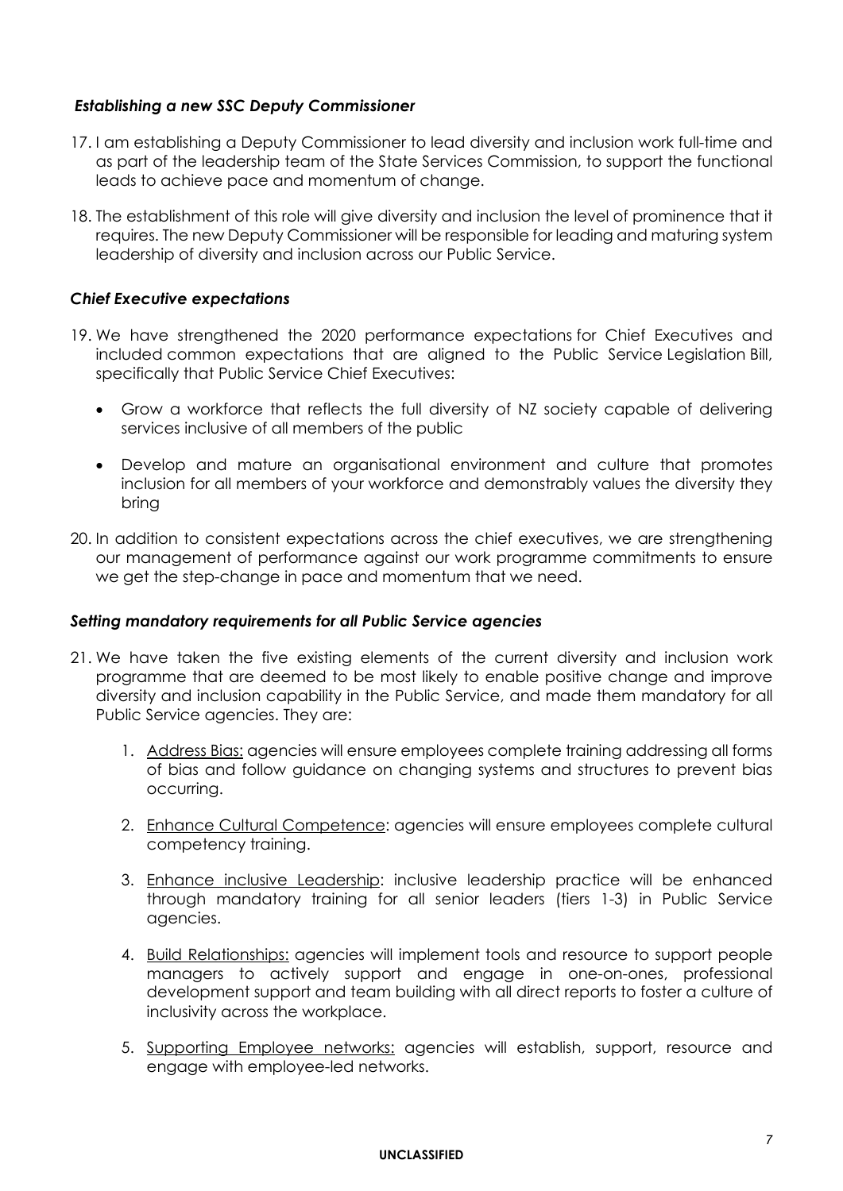*Establishing a new SSC Deputy Commissioner*

17. I am establishing a Deputy Commissioner to lead diversity and inclusion work full-time and as part of the leadership team of the State Services Commission, to support the functional leads to achieve pace and momentum of change.

18. The establishment of this role will give diversity and inclusion the level of prominence that it requires. The new Deputy Commissioner will be responsible for leading and maturing system leadership of diversity and inclusion across our Public Service.

*Chief Executive expectations*

19. We have strengthened the 2020 performance expectations for Chief Executives and included common expectations that are aligned to the Public Service Legislation Bill, specifically that Public Service Chief Executives:

    - Grow a workforce that reflects the full diversity of NZ society capable of delivering services inclusive of all members of the public

    - Develop and mature an organisational environment and culture that promotes inclusion for all members of your workforce and demonstrably values the diversity they bring

20. In addition to consistent expectations across the chief executives, we are strengthening our management of performance against our work programme commitments to ensure we get the step-change in pace and momentum that we need.

*Setting mandatory requirements for all Public Service agencies*

21. We have taken the five existing elements of the current diversity and inclusion work programme that are deemed to be most likely to enable positive change and improve diversity and inclusion capability in the Public Service, and made them mandatory for all Public Service agencies. They are:

    1. <u>Address Bias:</u> agencies will ensure employees complete training addressing all forms of bias and follow guidance on changing systems and structures to prevent bias occurring.

    2. <u>Enhance Cultural Competence</u>: agencies will ensure employees complete cultural competency training.

    3. <u>Enhance inclusive Leadership</u>: inclusive leadership practice will be enhanced through mandatory training for all senior leaders (tiers 1-3) in Public Service agencies.

    4. <u>Build Relationships:</u> agencies will implement tools and resource to support people managers to actively support and engage in one-on-ones, professional development support and team building with all direct reports to foster a culture of inclusivity across the workplace.

    5. <u>Supporting Employee networks:</u> agencies will establish, support, resource and engage with employee-led networks.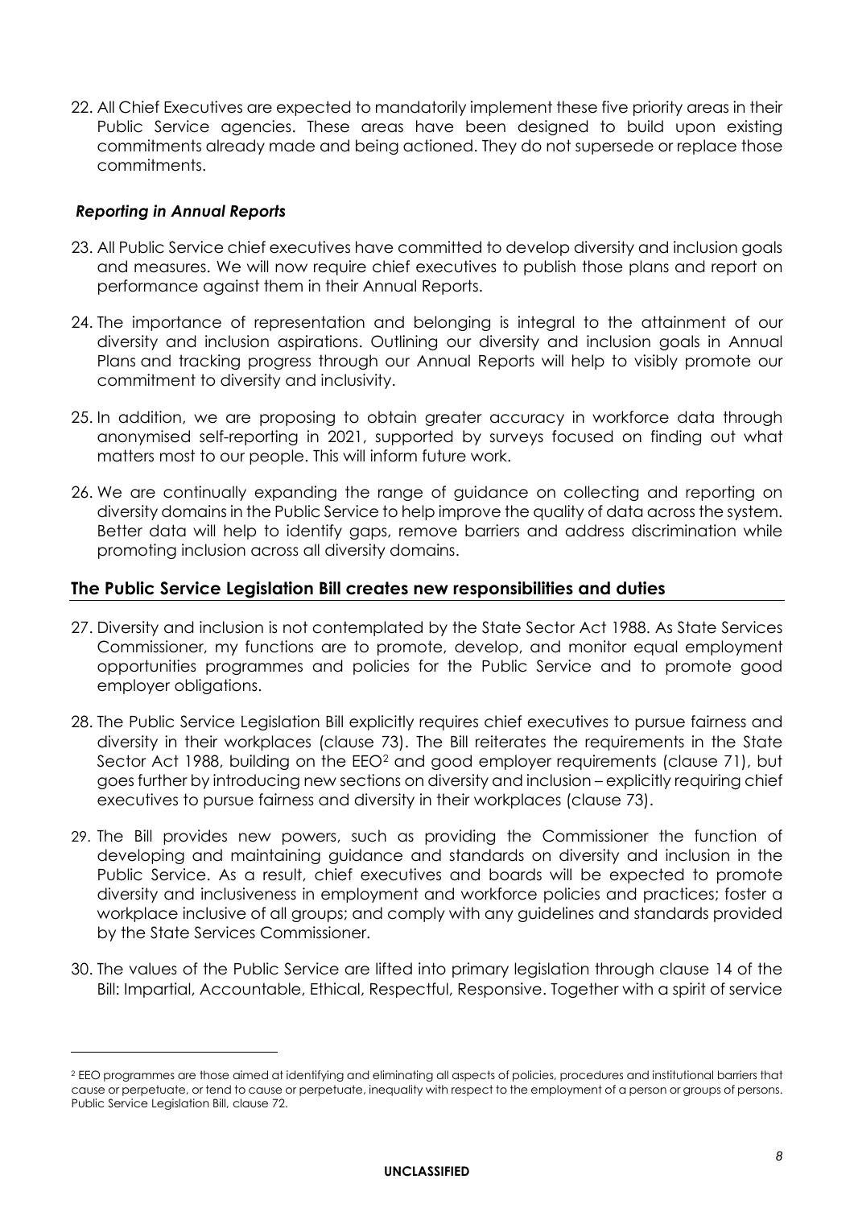22. All Chief Executives are expected to mandatorily implement these five priority areas in their Public Service agencies. These areas have been designed to build upon existing commitments already made and being actioned. They do not supersede or replace those commitments.

### *Reporting in Annual Reports*

23. All Public Service chief executives have committed to develop diversity and inclusion goals and measures. We will now require chief executives to publish those plans and report on performance against them in their Annual Reports.

24. The importance of representation and belonging is integral to the attainment of our diversity and inclusion aspirations. Outlining our diversity and inclusion goals in Annual Plans and tracking progress through our Annual Reports will help to visibly promote our commitment to diversity and inclusivity.

25. In addition, we are proposing to obtain greater accuracy in workforce data through anonymised self-reporting in 2021, supported by surveys focused on finding out what matters most to our people. This will inform future work.

26. We are continually expanding the range of guidance on collecting and reporting on diversity domains in the Public Service to help improve the quality of data across the system. Better data will help to identify gaps, remove barriers and address discrimination while promoting inclusion across all diversity domains.

## The Public Service Legislation Bill creates new responsibilities and duties

27. Diversity and inclusion is not contemplated by the State Sector Act 1988. As State Services Commissioner, my functions are to promote, develop, and monitor equal employment opportunities programmes and policies for the Public Service and to promote good employer obligations.

28. The Public Service Legislation Bill explicitly requires chief executives to pursue fairness and diversity in their workplaces (clause 73). The Bill reiterates the requirements in the State Sector Act 1988, building on the EEO[2] and good employer requirements (clause 71), but goes further by introducing new sections on diversity and inclusion – explicitly requiring chief executives to pursue fairness and diversity in their workplaces (clause 73).

29. The Bill provides new powers, such as providing the Commissioner the function of developing and maintaining guidance and standards on diversity and inclusion in the Public Service. As a result, chief executives and boards will be expected to promote diversity and inclusiveness in employment and workforce policies and practices; foster a workplace inclusive of all groups; and comply with any guidelines and standards provided by the State Services Commissioner.

30. The values of the Public Service are lifted into primary legislation through clause 14 of the Bill: Impartial, Accountable, Ethical, Respectful, Responsive. Together with a spirit of service

---

[2] EEO programmes are those aimed at identifying and eliminating all aspects of policies, procedures and institutional barriers that cause or perpetuate, or tend to cause or perpetuate, inequality with respect to the employment of a person or groups of persons. Public Service Legislation Bill, clause 72.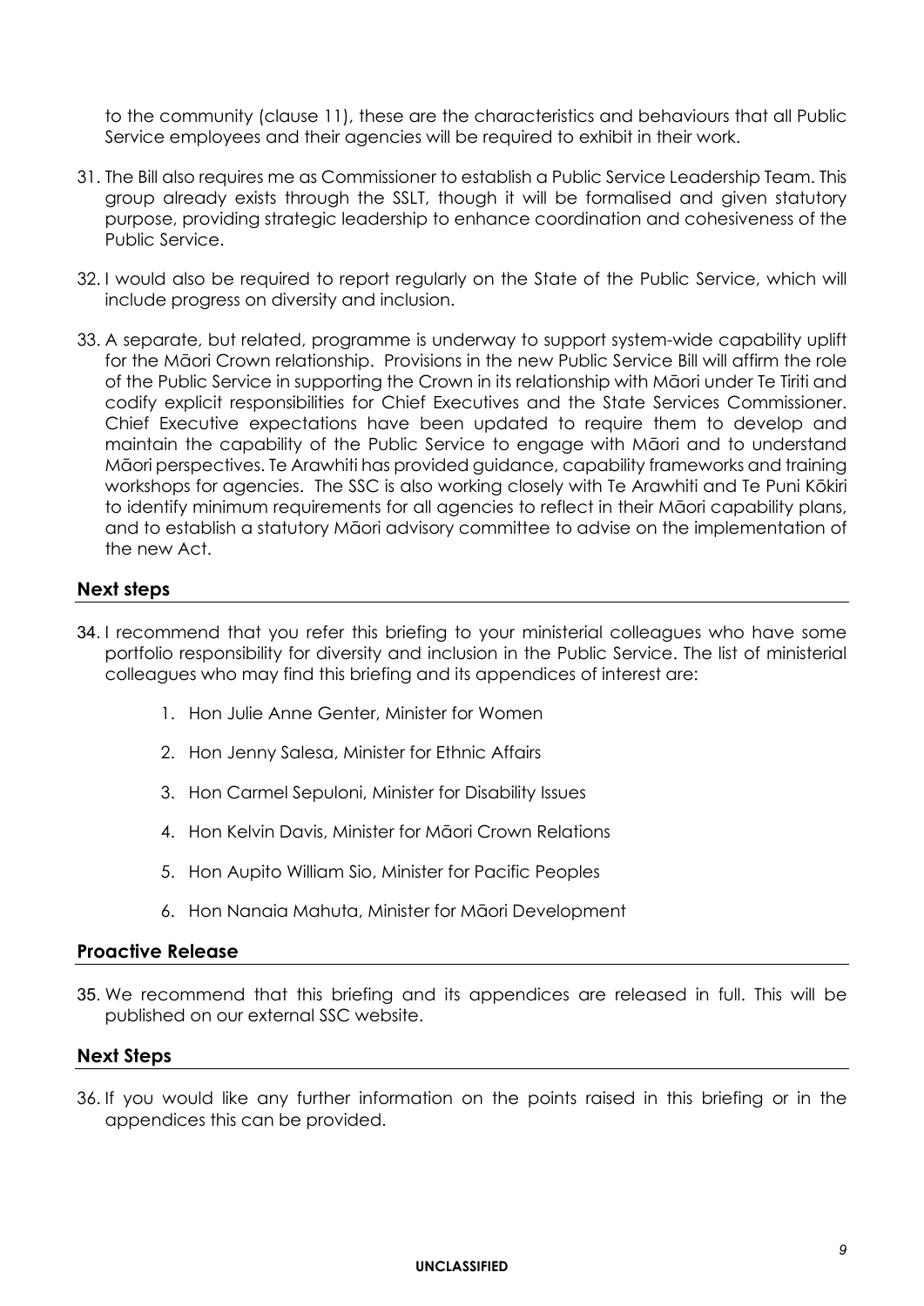to the community (clause 11), these are the characteristics and behaviours that all Public Service employees and their agencies will be required to exhibit in their work.

31. The Bill also requires me as Commissioner to establish a Public Service Leadership Team. This group already exists through the SSLT, though it will be formalised and given statutory purpose, providing strategic leadership to enhance coordination and cohesiveness of the Public Service.

32. I would also be required to report regularly on the State of the Public Service, which will include progress on diversity and inclusion.

33. A separate, but related, programme is underway to support system-wide capability uplift for the Māori Crown relationship. Provisions in the new Public Service Bill will affirm the role of the Public Service in supporting the Crown in its relationship with Māori under Te Tiriti and codify explicit responsibilities for Chief Executives and the State Services Commissioner. Chief Executive expectations have been updated to require them to develop and maintain the capability of the Public Service to engage with Māori and to understand Māori perspectives. Te Arawhiti has provided guidance, capability frameworks and training workshops for agencies. The SSC is also working closely with Te Arawhiti and Te Puni Kōkiri to identify minimum requirements for all agencies to reflect in their Māori capability plans, and to establish a statutory Māori advisory committee to advise on the implementation of the new Act.

## Next steps

34. I recommend that you refer this briefing to your ministerial colleagues who have some portfolio responsibility for diversity and inclusion in the Public Service. The list of ministerial colleagues who may find this briefing and its appendices of interest are:

    1. Hon Julie Anne Genter, Minister for Women
    2. Hon Jenny Salesa, Minister for Ethnic Affairs
    3. Hon Carmel Sepuloni, Minister for Disability Issues
    4. Hon Kelvin Davis, Minister for Māori Crown Relations
    5. Hon Aupito William Sio, Minister for Pacific Peoples
    6. Hon Nanaia Mahuta, Minister for Māori Development

## Proactive Release

35. We recommend that this briefing and its appendices are released in full. This will be published on our external SSC website.

## Next Steps

36. If you would like any further information on the points raised in this briefing or in the appendices this can be provided.

**UNCLASSIFIED**